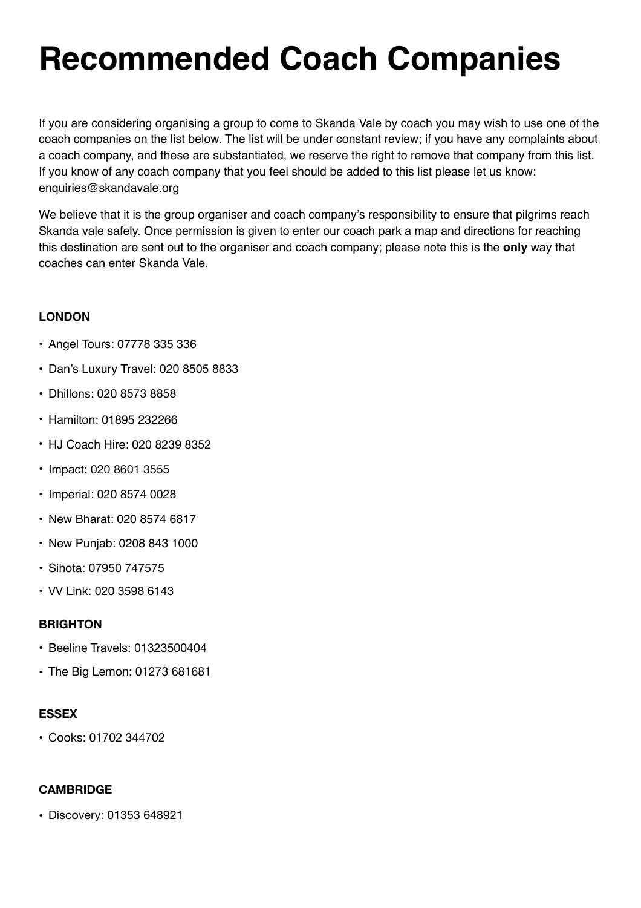# Recommended Coach Companies

If you are considering organising a group to come to Skanda Vale by coach you may wish to use one of the coach companies on the list below. The list will be under constant review; if you have any complaints about a coach company, and these are substantiated, we reserve the right to remove that company from this list. If you know of any coach company that you feel should be added to this list please let us know: enquiries@skandavale.org

We believe that it is the group organiser and coach company's responsibility to ensure that pilgrims reach Skanda vale safely. Once permission is given to enter our coach park a map and directions for reaching this destination are sent out to the organiser and coach company; please note this is the **only** way that coaches can enter Skanda Vale.

**LONDON**

- Angel Tours: 07778 335 336
- Dan's Luxury Travel: 020 8505 8833
- Dhillons: 020 8573 8858
- Hamilton: 01895 232266
- HJ Coach Hire: 020 8239 8352
- Impact: 020 8601 3555
- Imperial: 020 8574 0028
- New Bharat: 020 8574 6817
- New Punjab: 0208 843 1000
- Sihota: 07950 747575
- VV Link: 020 3598 6143

**BRIGHTON**

- Beeline Travels: 01323500404
- The Big Lemon: 01273 681681

**ESSEX**

- Cooks: 01702 344702

**CAMBRIDGE**

- Discovery: 01353 648921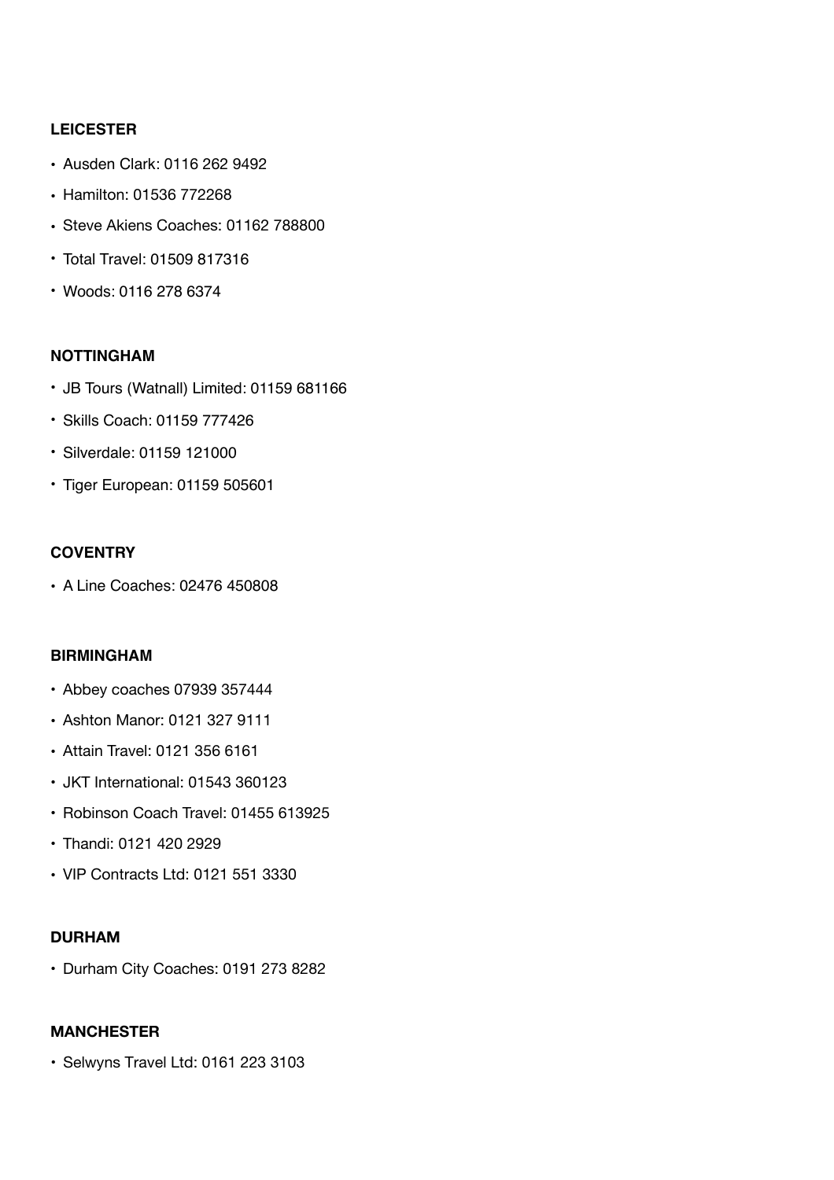**LEICESTER**

- Ausden Clark: 0116 262 9492
- Hamilton: 01536 772268
- Steve Akiens Coaches: 01162 788800
- Total Travel: 01509 817316
- Woods: 0116 278 6374

**NOTTINGHAM**

- JB Tours (Watnall) Limited: 01159 681166
- Skills Coach: 01159 777426
- Silverdale: 01159 121000
- Tiger European: 01159 505601

**COVENTRY**

- A Line Coaches: 02476 450808

**BIRMINGHAM**

- Abbey coaches 07939 357444
- Ashton Manor: 0121 327 9111
- Attain Travel: 0121 356 6161
- JKT International: 01543 360123
- Robinson Coach Travel: 01455 613925
- Thandi: 0121 420 2929
- VIP Contracts Ltd: 0121 551 3330

**DURHAM**

- Durham City Coaches: 0191 273 8282

**MANCHESTER**

- Selwyns Travel Ltd: 0161 223 3103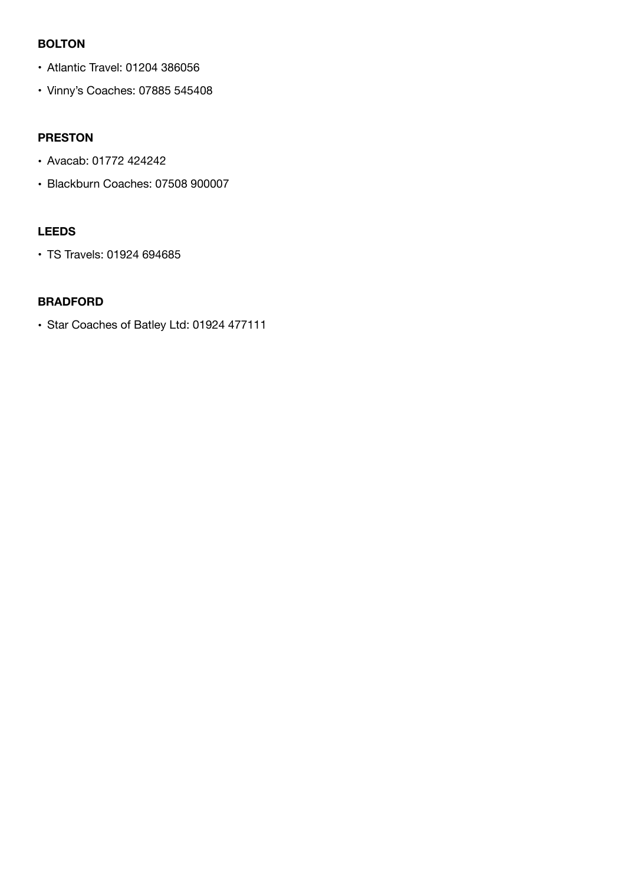**BOLTON**

- Atlantic Travel: 01204 386056
- Vinny's Coaches: 07885 545408

**PRESTON**

- Avacab: 01772 424242
- Blackburn Coaches: 07508 900007

**LEEDS**

- TS Travels: 01924 694685

**BRADFORD**

- Star Coaches of Batley Ltd: 01924 477111